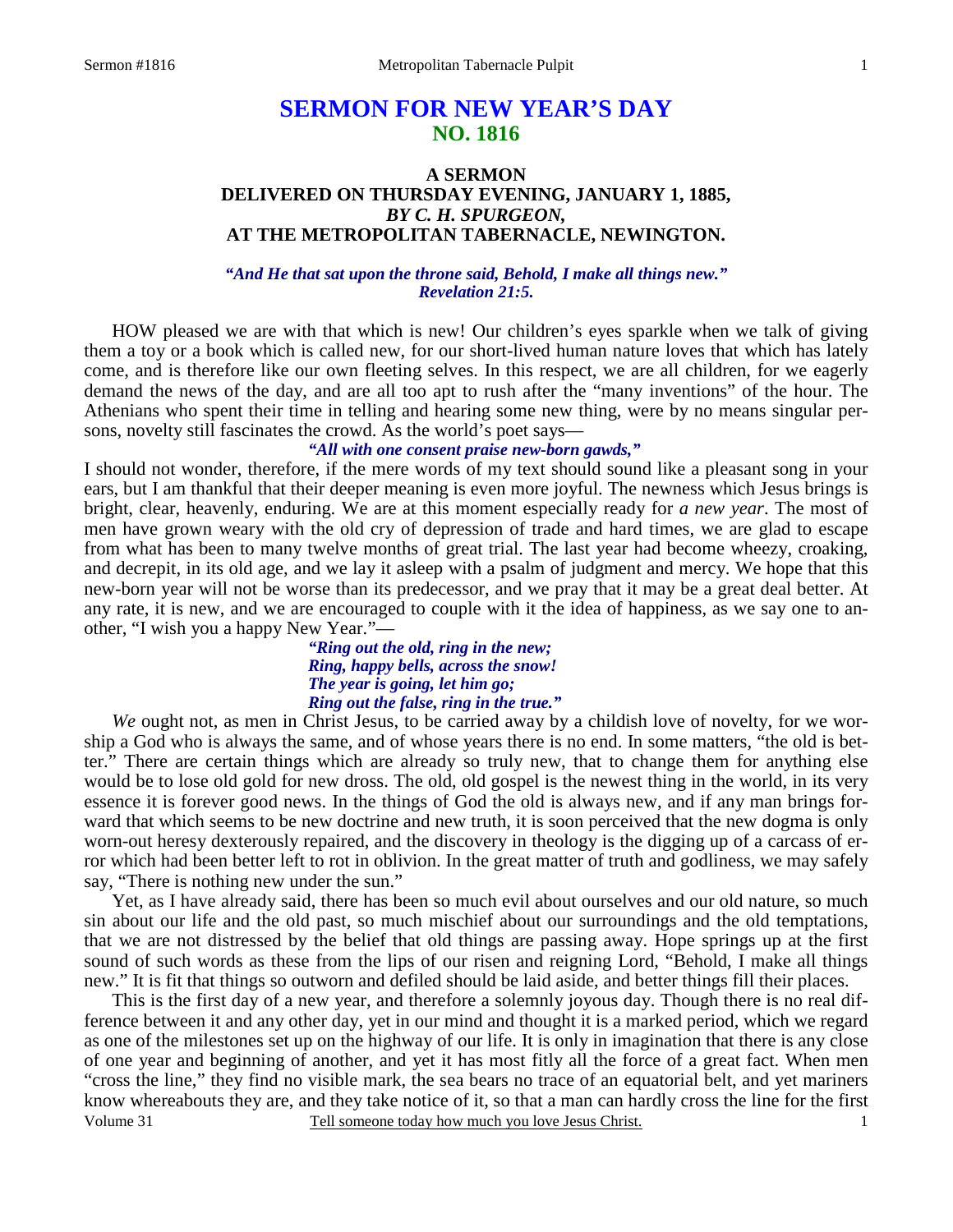# SERMON FOR NEW YEAR'S DAY
## NO. 1816

### A SERMON
### DELIVERED ON THURSDAY EVENING, JANUARY 1, 1885,
### *BY C. H. SPURGEON,*
### AT THE METROPOLITAN TABERNACLE, NEWINGTON.

***"And He that sat upon the throne said, Behold, I make all things new." Revelation 21:5.***

HOW pleased we are with that which is new! Our children's eyes sparkle when we talk of giving them a toy or a book which is called new, for our short-lived human nature loves that which has lately come, and is therefore like our own fleeting selves. In this respect, we are all children, for we eagerly demand the news of the day, and are all too apt to rush after the "many inventions" of the hour. The Athenians who spent their time in telling and hearing some new thing, were by no means singular persons, novelty still fascinates the crowd. As the world's poet says—

***"All with one consent praise new-born gawds,"***

I should not wonder, therefore, if the mere words of my text should sound like a pleasant song in your ears, but I am thankful that their deeper meaning is even more joyful. The newness which Jesus brings is bright, clear, heavenly, enduring. We are at this moment especially ready for *a new year*. The most of men have grown weary with the old cry of depression of trade and hard times, we are glad to escape from what has been to many twelve months of great trial. The last year had become wheezy, croaking, and decrepit, in its old age, and we lay it asleep with a psalm of judgment and mercy. We hope that this new-born year will not be worse than its predecessor, and we pray that it may be a great deal better. At any rate, it is new, and we are encouraged to couple with it the idea of happiness, as we say one to another, "I wish you a happy New Year."—

***"Ring out the old, ring in the new;***
***Ring, happy bells, across the snow!***
***The year is going, let him go;***
***Ring out the false, ring in the true."***

*We* ought not, as men in Christ Jesus, to be carried away by a childish love of novelty, for we worship a God who is always the same, and of whose years there is no end. In some matters, "the old is better." There are certain things which are already so truly new, that to change them for anything else would be to lose old gold for new dross. The old, old gospel is the newest thing in the world, in its very essence it is forever good news. In the things of God the old is always new, and if any man brings forward that which seems to be new doctrine and new truth, it is soon perceived that the new dogma is only worn-out heresy dexterously repaired, and the discovery in theology is the digging up of a carcass of error which had been better left to rot in oblivion. In the great matter of truth and godliness, we may safely say, "There is nothing new under the sun."

Yet, as I have already said, there has been so much evil about ourselves and our old nature, so much sin about our life and the old past, so much mischief about our surroundings and the old temptations, that we are not distressed by the belief that old things are passing away. Hope springs up at the first sound of such words as these from the lips of our risen and reigning Lord, "Behold, I make all things new." It is fit that things so outworn and defiled should be laid aside, and better things fill their places.

This is the first day of a new year, and therefore a solemnly joyous day. Though there is no real difference between it and any other day, yet in our mind and thought it is a marked period, which we regard as one of the milestones set up on the highway of our life. It is only in imagination that there is any close of one year and beginning of another, and yet it has most fitly all the force of a great fact. When men "cross the line," they find no visible mark, the sea bears no trace of an equatorial belt, and yet mariners know whereabouts they are, and they take notice of it, so that a man can hardly cross the line for the first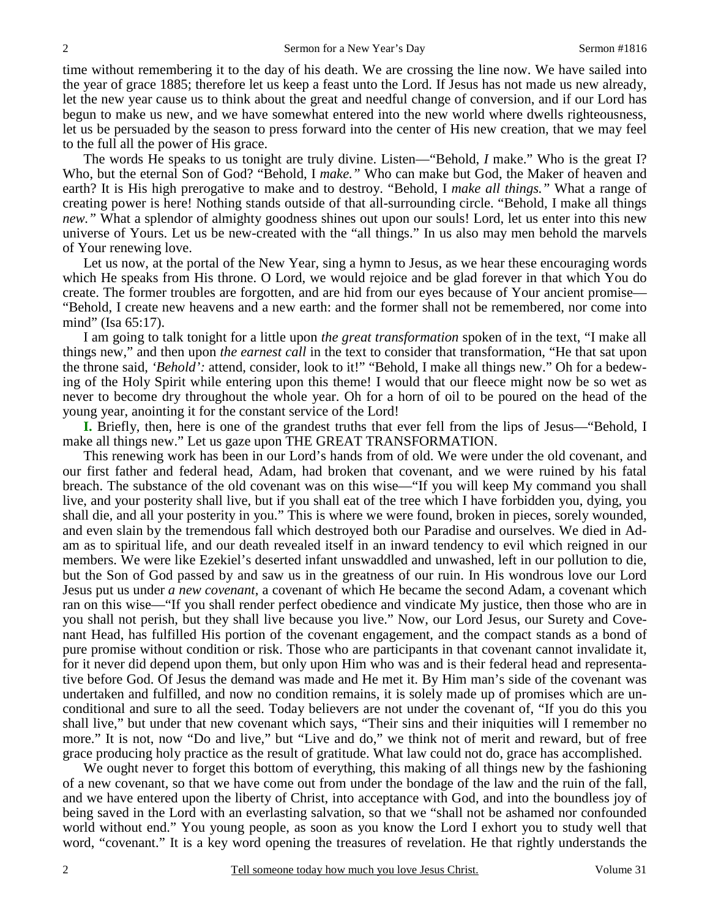time without remembering it to the day of his death. We are crossing the line now. We have sailed into the year of grace 1885; therefore let us keep a feast unto the Lord. If Jesus has not made us new already, let the new year cause us to think about the great and needful change of conversion, and if our Lord has begun to make us new, and we have somewhat entered into the new world where dwells righteousness, let us be persuaded by the season to press forward into the center of His new creation, that we may feel to the full all the power of His grace.

The words He speaks to us tonight are truly divine. Listen—"Behold, *I* make." Who is the great I? Who, but the eternal Son of God? "Behold, I *make."* Who can make but God, the Maker of heaven and earth? It is His high prerogative to make and to destroy. "Behold, I *make all things."* What a range of creating power is here! Nothing stands outside of that all-surrounding circle. "Behold, I make all things *new."* What a splendor of almighty goodness shines out upon our souls! Lord, let us enter into this new universe of Yours. Let us be new-created with the "all things." In us also may men behold the marvels of Your renewing love.

Let us now, at the portal of the New Year, sing a hymn to Jesus, as we hear these encouraging words which He speaks from His throne. O Lord, we would rejoice and be glad forever in that which You do create. The former troubles are forgotten, and are hid from our eyes because of Your ancient promise—"Behold, I create new heavens and a new earth: and the former shall not be remembered, nor come into mind" (Isa 65:17).

I am going to talk tonight for a little upon *the great transformation* spoken of in the text, "I make all things new," and then upon *the earnest call* in the text to consider that transformation, "He that sat upon the throne said, *'Behold':* attend, consider, look to it!" "Behold, I make all things new." Oh for a bedewing of the Holy Spirit while entering upon this theme! I would that our fleece might now be so wet as never to become dry throughout the whole year. Oh for a horn of oil to be poured on the head of the young year, anointing it for the constant service of the Lord!

**I.** Briefly, then, here is one of the grandest truths that ever fell from the lips of Jesus—"Behold, I make all things new." Let us gaze upon THE GREAT TRANSFORMATION.

This renewing work has been in our Lord's hands from of old. We were under the old covenant, and our first father and federal head, Adam, had broken that covenant, and we were ruined by his fatal breach. The substance of the old covenant was on this wise—"If you will keep My command you shall live, and your posterity shall live, but if you shall eat of the tree which I have forbidden you, dying, you shall die, and all your posterity in you." This is where we were found, broken in pieces, sorely wounded, and even slain by the tremendous fall which destroyed both our Paradise and ourselves. We died in Adam as to spiritual life, and our death revealed itself in an inward tendency to evil which reigned in our members. We were like Ezekiel's deserted infant unswaddled and unwashed, left in our pollution to die, but the Son of God passed by and saw us in the greatness of our ruin. In His wondrous love our Lord Jesus put us under *a new covenant,* a covenant of which He became the second Adam, a covenant which ran on this wise—"If you shall render perfect obedience and vindicate My justice, then those who are in you shall not perish, but they shall live because you live." Now, our Lord Jesus, our Surety and Covenant Head, has fulfilled His portion of the covenant engagement, and the compact stands as a bond of pure promise without condition or risk. Those who are participants in that covenant cannot invalidate it, for it never did depend upon them, but only upon Him who was and is their federal head and representative before God. Of Jesus the demand was made and He met it. By Him man's side of the covenant was undertaken and fulfilled, and now no condition remains, it is solely made up of promises which are unconditional and sure to all the seed. Today believers are not under the covenant of, "If you do this you shall live," but under that new covenant which says, "Their sins and their iniquities will I remember no more." It is not, now "Do and live," but "Live and do," we think not of merit and reward, but of free grace producing holy practice as the result of gratitude. What law could not do, grace has accomplished.

We ought never to forget this bottom of everything, this making of all things new by the fashioning of a new covenant, so that we have come out from under the bondage of the law and the ruin of the fall, and we have entered upon the liberty of Christ, into acceptance with God, and into the boundless joy of being saved in the Lord with an everlasting salvation, so that we "shall not be ashamed nor confounded world without end." You young people, as soon as you know the Lord I exhort you to study well that word, "covenant." It is a key word opening the treasures of revelation. He that rightly understands the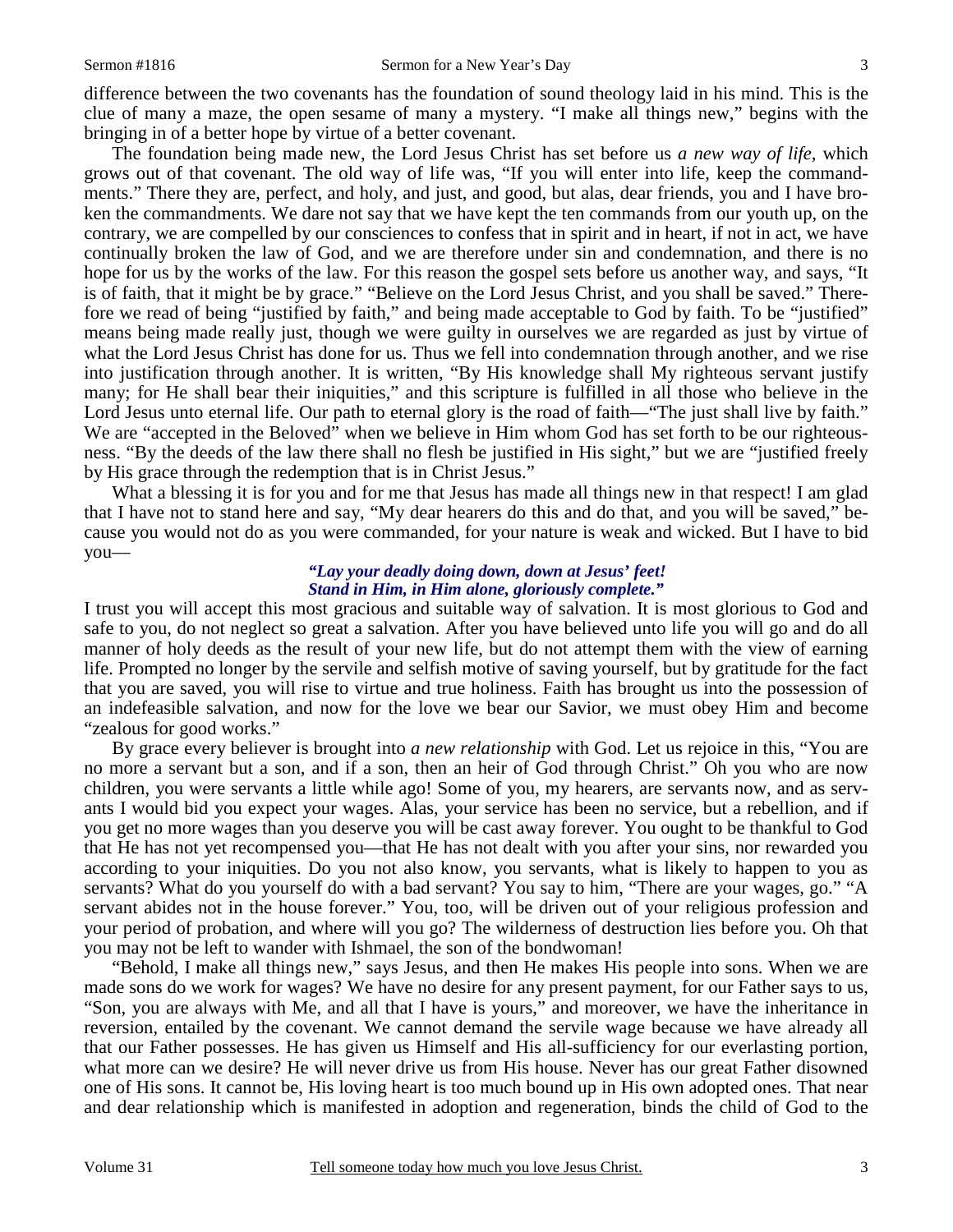difference between the two covenants has the foundation of sound theology laid in his mind. This is the clue of many a maze, the open sesame of many a mystery. "I make all things new," begins with the bringing in of a better hope by virtue of a better covenant.

The foundation being made new, the Lord Jesus Christ has set before us *a new way of life,* which grows out of that covenant. The old way of life was, "If you will enter into life, keep the commandments." There they are, perfect, and holy, and just, and good, but alas, dear friends, you and I have broken the commandments. We dare not say that we have kept the ten commands from our youth up, on the contrary, we are compelled by our consciences to confess that in spirit and in heart, if not in act, we have continually broken the law of God, and we are therefore under sin and condemnation, and there is no hope for us by the works of the law. For this reason the gospel sets before us another way, and says, "It is of faith, that it might be by grace." "Believe on the Lord Jesus Christ, and you shall be saved." Therefore we read of being "justified by faith," and being made acceptable to God by faith. To be "justified" means being made really just, though we were guilty in ourselves we are regarded as just by virtue of what the Lord Jesus Christ has done for us. Thus we fell into condemnation through another, and we rise into justification through another. It is written, "By His knowledge shall My righteous servant justify many; for He shall bear their iniquities," and this scripture is fulfilled in all those who believe in the Lord Jesus unto eternal life. Our path to eternal glory is the road of faith—"The just shall live by faith." We are "accepted in the Beloved" when we believe in Him whom God has set forth to be our righteousness. "By the deeds of the law there shall no flesh be justified in His sight," but we are "justified freely by His grace through the redemption that is in Christ Jesus."

What a blessing it is for you and for me that Jesus has made all things new in that respect! I am glad that I have not to stand here and say, "My dear hearers do this and do that, and you will be saved," because you would not do as you were commanded, for your nature is weak and wicked. But I have to bid you—

*"Lay your deadly doing down, down at Jesus' feet!*
*Stand in Him, in Him alone, gloriously complete."*

I trust you will accept this most gracious and suitable way of salvation. It is most glorious to God and safe to you, do not neglect so great a salvation. After you have believed unto life you will go and do all manner of holy deeds as the result of your new life, but do not attempt them with the view of earning life. Prompted no longer by the servile and selfish motive of saving yourself, but by gratitude for the fact that you are saved, you will rise to virtue and true holiness. Faith has brought us into the possession of an indefeasible salvation, and now for the love we bear our Savior, we must obey Him and become "zealous for good works."

By grace every believer is brought into *a new relationship* with God. Let us rejoice in this, "You are no more a servant but a son, and if a son, then an heir of God through Christ." Oh you who are now children, you were servants a little while ago! Some of you, my hearers, are servants now, and as servants I would bid you expect your wages. Alas, your service has been no service, but a rebellion, and if you get no more wages than you deserve you will be cast away forever. You ought to be thankful to God that He has not yet recompensed you—that He has not dealt with you after your sins, nor rewarded you according to your iniquities. Do you not also know, you servants, what is likely to happen to you as servants? What do you yourself do with a bad servant? You say to him, "There are your wages, go." "A servant abides not in the house forever." You, too, will be driven out of your religious profession and your period of probation, and where will you go? The wilderness of destruction lies before you. Oh that you may not be left to wander with Ishmael, the son of the bondwoman!

"Behold, I make all things new," says Jesus, and then He makes His people into sons. When we are made sons do we work for wages? We have no desire for any present payment, for our Father says to us, "Son, you are always with Me, and all that I have is yours," and moreover, we have the inheritance in reversion, entailed by the covenant. We cannot demand the servile wage because we have already all that our Father possesses. He has given us Himself and His all-sufficiency for our everlasting portion, what more can we desire? He will never drive us from His house. Never has our great Father disowned one of His sons. It cannot be, His loving heart is too much bound up in His own adopted ones. That near and dear relationship which is manifested in adoption and regeneration, binds the child of God to the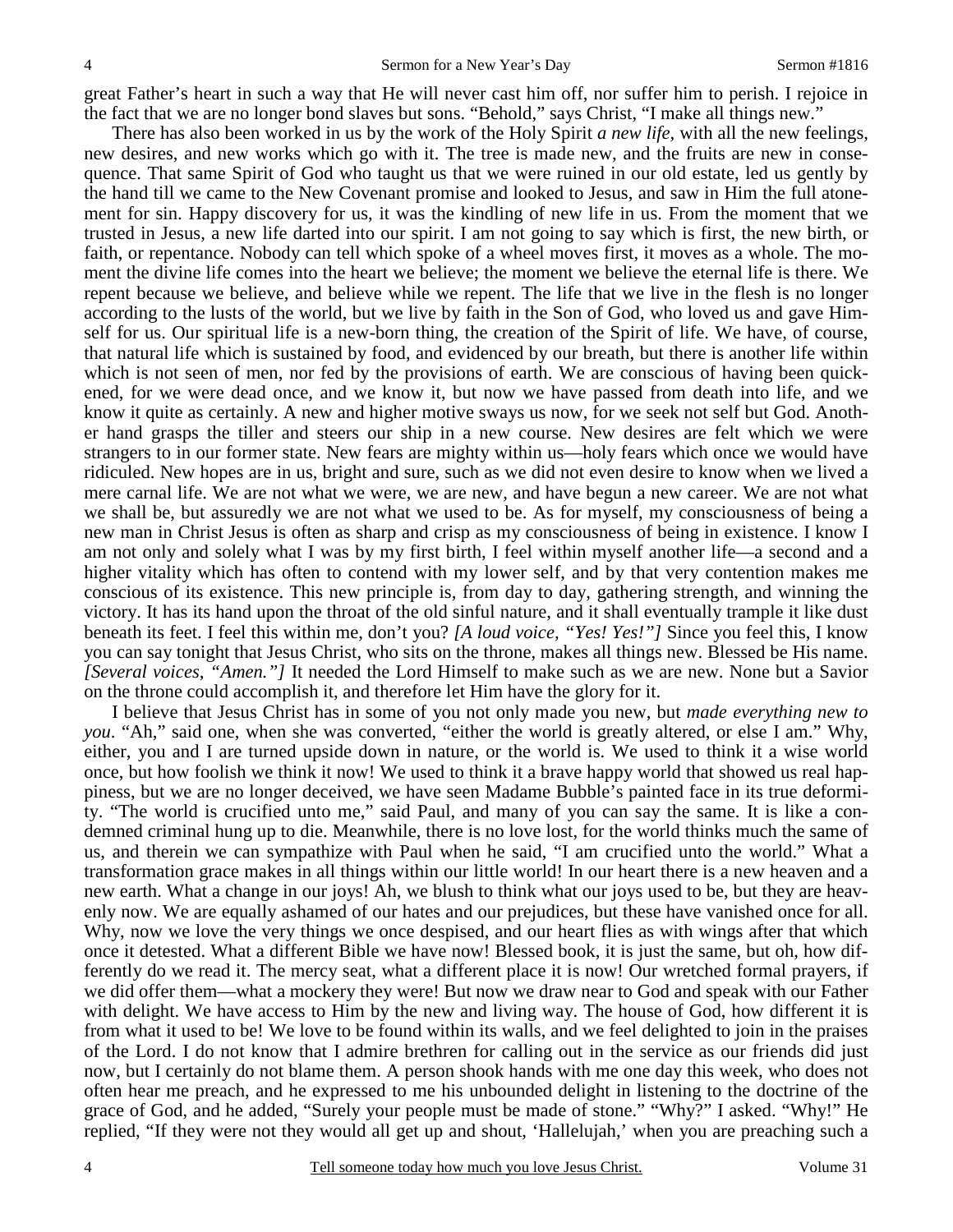great Father's heart in such a way that He will never cast him off, nor suffer him to perish. I rejoice in the fact that we are no longer bond slaves but sons. "Behold," says Christ, "I make all things new."

There has also been worked in us by the work of the Holy Spirit *a new life*, with all the new feelings, new desires, and new works which go with it. The tree is made new, and the fruits are new in consequence. That same Spirit of God who taught us that we were ruined in our old estate, led us gently by the hand till we came to the New Covenant promise and looked to Jesus, and saw in Him the full atonement for sin. Happy discovery for us, it was the kindling of new life in us. From the moment that we trusted in Jesus, a new life darted into our spirit. I am not going to say which is first, the new birth, or faith, or repentance. Nobody can tell which spoke of a wheel moves first, it moves as a whole. The moment the divine life comes into the heart we believe; the moment we believe the eternal life is there. We repent because we believe, and believe while we repent. The life that we live in the flesh is no longer according to the lusts of the world, but we live by faith in the Son of God, who loved us and gave Himself for us. Our spiritual life is a new-born thing, the creation of the Spirit of life. We have, of course, that natural life which is sustained by food, and evidenced by our breath, but there is another life within which is not seen of men, nor fed by the provisions of earth. We are conscious of having been quickened, for we were dead once, and we know it, but now we have passed from death into life, and we know it quite as certainly. A new and higher motive sways us now, for we seek not self but God. Another hand grasps the tiller and steers our ship in a new course. New desires are felt which we were strangers to in our former state. New fears are mighty within us—holy fears which once we would have ridiculed. New hopes are in us, bright and sure, such as we did not even desire to know when we lived a mere carnal life. We are not what we were, we are new, and have begun a new career. We are not what we shall be, but assuredly we are not what we used to be. As for myself, my consciousness of being a new man in Christ Jesus is often as sharp and crisp as my consciousness of being in existence. I know I am not only and solely what I was by my first birth, I feel within myself another life—a second and a higher vitality which has often to contend with my lower self, and by that very contention makes me conscious of its existence. This new principle is, from day to day, gathering strength, and winning the victory. It has its hand upon the throat of the old sinful nature, and it shall eventually trample it like dust beneath its feet. I feel this within me, don't you? *[A loud voice, "Yes! Yes!"]* Since you feel this, I know you can say tonight that Jesus Christ, who sits on the throne, makes all things new. Blessed be His name. *[Several voices, "Amen."]* It needed the Lord Himself to make such as we are new. None but a Savior on the throne could accomplish it, and therefore let Him have the glory for it.

I believe that Jesus Christ has in some of you not only made you new, but *made everything new to you*. "Ah," said one, when she was converted, "either the world is greatly altered, or else I am." Why, either, you and I are turned upside down in nature, or the world is. We used to think it a wise world once, but how foolish we think it now! We used to think it a brave happy world that showed us real happiness, but we are no longer deceived, we have seen Madame Bubble's painted face in its true deformity. "The world is crucified unto me," said Paul, and many of you can say the same. It is like a condemned criminal hung up to die. Meanwhile, there is no love lost, for the world thinks much the same of us, and therein we can sympathize with Paul when he said, "I am crucified unto the world." What a transformation grace makes in all things within our little world! In our heart there is a new heaven and a new earth. What a change in our joys! Ah, we blush to think what our joys used to be, but they are heavenly now. We are equally ashamed of our hates and our prejudices, but these have vanished once for all. Why, now we love the very things we once despised, and our heart flies as with wings after that which once it detested. What a different Bible we have now! Blessed book, it is just the same, but oh, how differently do we read it. The mercy seat, what a different place it is now! Our wretched formal prayers, if we did offer them—what a mockery they were! But now we draw near to God and speak with our Father with delight. We have access to Him by the new and living way. The house of God, how different it is from what it used to be! We love to be found within its walls, and we feel delighted to join in the praises of the Lord. I do not know that I admire brethren for calling out in the service as our friends did just now, but I certainly do not blame them. A person shook hands with me one day this week, who does not often hear me preach, and he expressed to me his unbounded delight in listening to the doctrine of the grace of God, and he added, "Surely your people must be made of stone." "Why?" I asked. "Why!" He replied, "If they were not they would all get up and shout, 'Hallelujah,' when you are preaching such a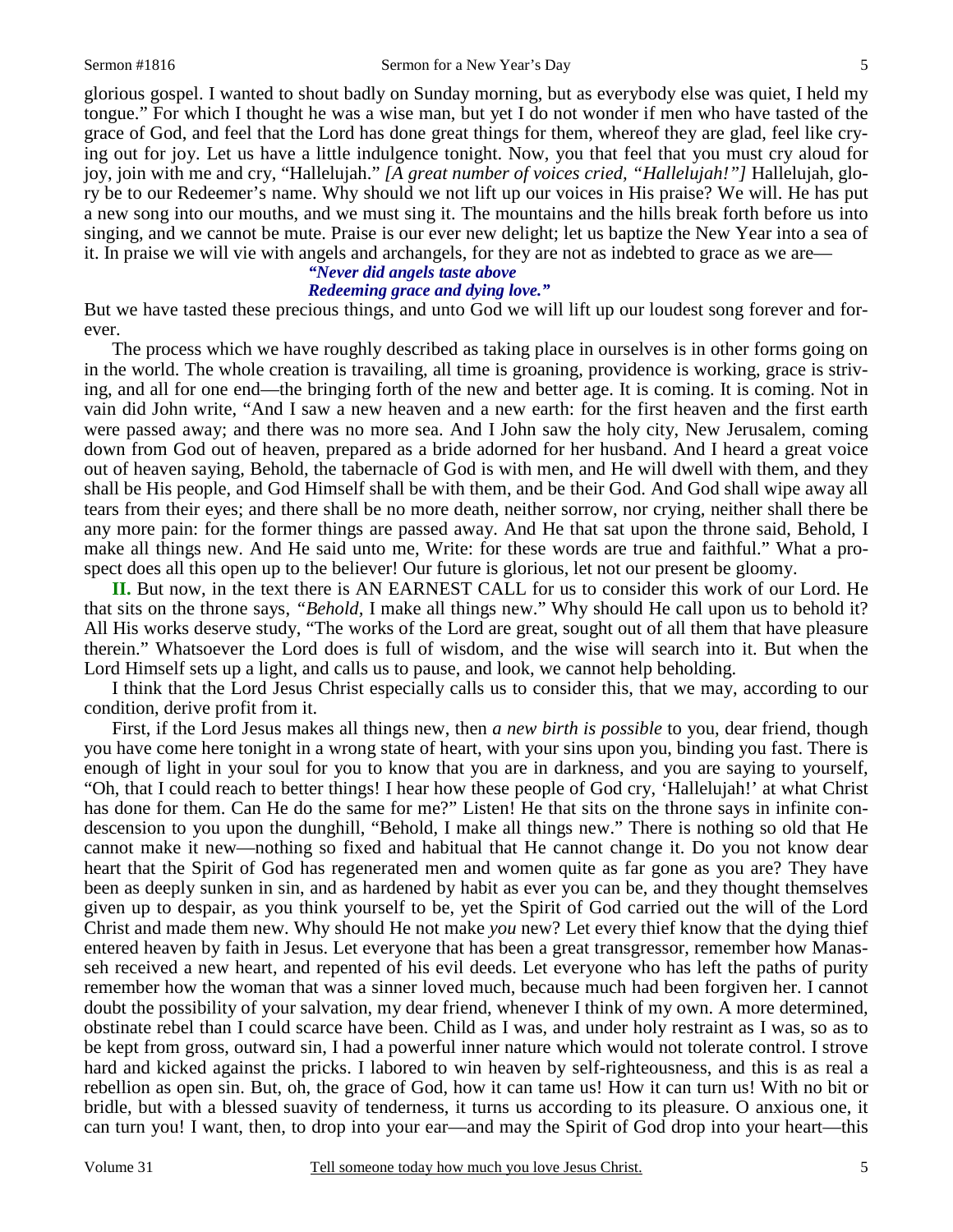glorious gospel. I wanted to shout badly on Sunday morning, but as everybody else was quiet, I held my tongue." For which I thought he was a wise man, but yet I do not wonder if men who have tasted of the grace of God, and feel that the Lord has done great things for them, whereof they are glad, feel like crying out for joy. Let us have a little indulgence tonight. Now, you that feel that you must cry aloud for joy, join with me and cry, "Hallelujah." *[A great number of voices cried, "Hallelujah!"]* Hallelujah, glory be to our Redeemer's name. Why should we not lift up our voices in His praise? We will. He has put a new song into our mouths, and we must sing it. The mountains and the hills break forth before us into singing, and we cannot be mute. Praise is our ever new delight; let us baptize the New Year into a sea of it. In praise we will vie with angels and archangels, for they are not as indebted to grace as we are—

> ***"Never did angels taste above***
> ***Redeeming grace and dying love."***

But we have tasted these precious things, and unto God we will lift up our loudest song forever and forever.

The process which we have roughly described as taking place in ourselves is in other forms going on in the world. The whole creation is travailing, all time is groaning, providence is working, grace is striving, and all for one end—the bringing forth of the new and better age. It is coming. It is coming. Not in vain did John write, "And I saw a new heaven and a new earth: for the first heaven and the first earth were passed away; and there was no more sea. And I John saw the holy city, New Jerusalem, coming down from God out of heaven, prepared as a bride adorned for her husband. And I heard a great voice out of heaven saying, Behold, the tabernacle of God is with men, and He will dwell with them, and they shall be His people, and God Himself shall be with them, and be their God. And God shall wipe away all tears from their eyes; and there shall be no more death, neither sorrow, nor crying, neither shall there be any more pain: for the former things are passed away. And He that sat upon the throne said, Behold, I make all things new. And He said unto me, Write: for these words are true and faithful." What a prospect does all this open up to the believer! Our future is glorious, let not our present be gloomy.

**II.** But now, in the text there is AN EARNEST CALL for us to consider this work of our Lord. He that sits on the throne says, *"Behold,* I make all things new." Why should He call upon us to behold it? All His works deserve study, "The works of the Lord are great, sought out of all them that have pleasure therein." Whatsoever the Lord does is full of wisdom, and the wise will search into it. But when the Lord Himself sets up a light, and calls us to pause, and look, we cannot help beholding.

I think that the Lord Jesus Christ especially calls us to consider this, that we may, according to our condition, derive profit from it.

First, if the Lord Jesus makes all things new, then *a new birth is possible* to you, dear friend, though you have come here tonight in a wrong state of heart, with your sins upon you, binding you fast. There is enough of light in your soul for you to know that you are in darkness, and you are saying to yourself, "Oh, that I could reach to better things! I hear how these people of God cry, 'Hallelujah!' at what Christ has done for them. Can He do the same for me?" Listen! He that sits on the throne says in infinite condescension to you upon the dunghill, "Behold, I make all things new." There is nothing so old that He cannot make it new—nothing so fixed and habitual that He cannot change it. Do you not know dear heart that the Spirit of God has regenerated men and women quite as far gone as you are? They have been as deeply sunken in sin, and as hardened by habit as ever you can be, and they thought themselves given up to despair, as you think yourself to be, yet the Spirit of God carried out the will of the Lord Christ and made them new. Why should He not make *you* new? Let every thief know that the dying thief entered heaven by faith in Jesus. Let everyone that has been a great transgressor, remember how Manasseh received a new heart, and repented of his evil deeds. Let everyone who has left the paths of purity remember how the woman that was a sinner loved much, because much had been forgiven her. I cannot doubt the possibility of your salvation, my dear friend, whenever I think of my own. A more determined, obstinate rebel than I could scarce have been. Child as I was, and under holy restraint as I was, so as to be kept from gross, outward sin, I had a powerful inner nature which would not tolerate control. I strove hard and kicked against the pricks. I labored to win heaven by self-righteousness, and this is as real a rebellion as open sin. But, oh, the grace of God, how it can tame us! How it can turn us! With no bit or bridle, but with a blessed suavity of tenderness, it turns us according to its pleasure. O anxious one, it can turn you! I want, then, to drop into your ear—and may the Spirit of God drop into your heart—this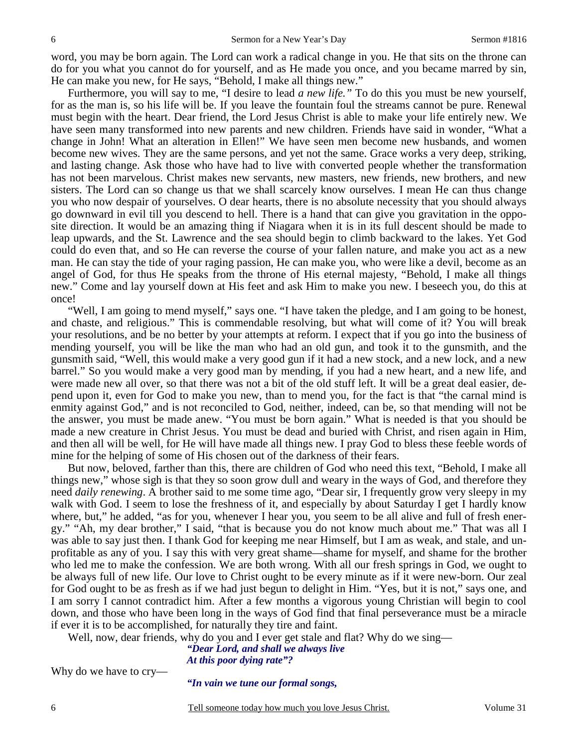word, you may be born again. The Lord can work a radical change in you. He that sits on the throne can do for you what you cannot do for yourself, and as He made you once, and you became marred by sin, He can make you new, for He says, "Behold, I make all things new."

Furthermore, you will say to me, "I desire to lead *a new life."* To do this you must be new yourself, for as the man is, so his life will be. If you leave the fountain foul the streams cannot be pure. Renewal must begin with the heart. Dear friend, the Lord Jesus Christ is able to make your life entirely new. We have seen many transformed into new parents and new children. Friends have said in wonder, "What a change in John! What an alteration in Ellen!" We have seen men become new husbands, and women become new wives. They are the same persons, and yet not the same. Grace works a very deep, striking, and lasting change. Ask those who have had to live with converted people whether the transformation has not been marvelous. Christ makes new servants, new masters, new friends, new brothers, and new sisters. The Lord can so change us that we shall scarcely know ourselves. I mean He can thus change you who now despair of yourselves. O dear hearts, there is no absolute necessity that you should always go downward in evil till you descend to hell. There is a hand that can give you gravitation in the opposite direction. It would be an amazing thing if Niagara when it is in its full descent should be made to leap upwards, and the St. Lawrence and the sea should begin to climb backward to the lakes. Yet God could do even that, and so He can reverse the course of your fallen nature, and make you act as a new man. He can stay the tide of your raging passion, He can make you, who were like a devil, become as an angel of God, for thus He speaks from the throne of His eternal majesty, "Behold, I make all things new." Come and lay yourself down at His feet and ask Him to make you new. I beseech you, do this at once!

"Well, I am going to mend myself," says one. "I have taken the pledge, and I am going to be honest, and chaste, and religious." This is commendable resolving, but what will come of it? You will break your resolutions, and be no better by your attempts at reform. I expect that if you go into the business of mending yourself, you will be like the man who had an old gun, and took it to the gunsmith, and the gunsmith said, "Well, this would make a very good gun if it had a new stock, and a new lock, and a new barrel." So you would make a very good man by mending, if you had a new heart, and a new life, and were made new all over, so that there was not a bit of the old stuff left. It will be a great deal easier, depend upon it, even for God to make you new, than to mend you, for the fact is that "the carnal mind is enmity against God," and is not reconciled to God, neither, indeed, can be, so that mending will not be the answer, you must be made anew. "You must be born again." What is needed is that you should be made a new creature in Christ Jesus. You must be dead and buried with Christ, and risen again in Him, and then all will be well, for He will have made all things new. I pray God to bless these feeble words of mine for the helping of some of His chosen out of the darkness of their fears.

But now, beloved, farther than this, there are children of God who need this text, "Behold, I make all things new," whose sigh is that they so soon grow dull and weary in the ways of God, and therefore they need *daily renewing*. A brother said to me some time ago, "Dear sir, I frequently grow very sleepy in my walk with God. I seem to lose the freshness of it, and especially by about Saturday I get I hardly know where, but," he added, "as for you, whenever I hear you, you seem to be all alive and full of fresh energy." "Ah, my dear brother," I said, "that is because you do not know much about me." That was all I was able to say just then. I thank God for keeping me near Himself, but I am as weak, and stale, and unprofitable as any of you. I say this with very great shame—shame for myself, and shame for the brother who led me to make the confession. We are both wrong. With all our fresh springs in God, we ought to be always full of new life. Our love to Christ ought to be every minute as if it were new-born. Our zeal for God ought to be as fresh as if we had just begun to delight in Him. "Yes, but it is not," says one, and I am sorry I cannot contradict him. After a few months a vigorous young Christian will begin to cool down, and those who have been long in the ways of God find that final perseverance must be a miracle if ever it is to be accomplished, for naturally they tire and faint.

Well, now, dear friends, why do you and I ever get stale and flat? Why do we sing—

> ***"Dear Lord, and shall we always live***
> ***At this poor dying rate"?***

Why do we have to cry—

> ***"In vain we tune our formal songs,***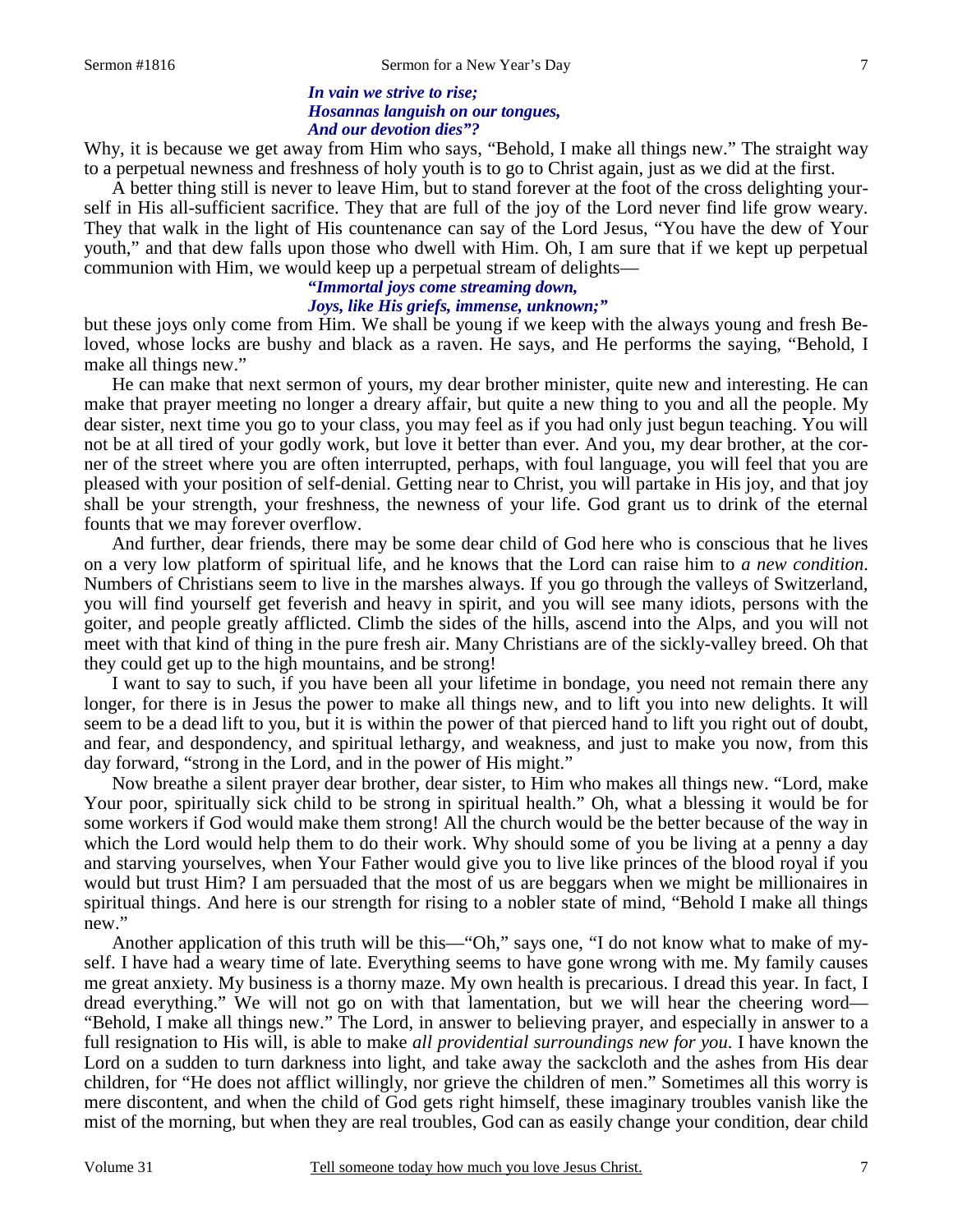*In vain we strive to rise;*
*Hosannas languish on our tongues,*
*And our devotion dies"?*

Why, it is because we get away from Him who says, "Behold, I make all things new." The straight way to a perpetual newness and freshness of holy youth is to go to Christ again, just as we did at the first.

A better thing still is never to leave Him, but to stand forever at the foot of the cross delighting yourself in His all-sufficient sacrifice. They that are full of the joy of the Lord never find life grow weary. They that walk in the light of His countenance can say of the Lord Jesus, "You have the dew of Your youth," and that dew falls upon those who dwell with Him. Oh, I am sure that if we kept up perpetual communion with Him, we would keep up a perpetual stream of delights—

*"Immortal joys come streaming down,*
*Joys, like His griefs, immense, unknown;"*

but these joys only come from Him. We shall be young if we keep with the always young and fresh Beloved, whose locks are bushy and black as a raven. He says, and He performs the saying, "Behold, I make all things new."

He can make that next sermon of yours, my dear brother minister, quite new and interesting. He can make that prayer meeting no longer a dreary affair, but quite a new thing to you and all the people. My dear sister, next time you go to your class, you may feel as if you had only just begun teaching. You will not be at all tired of your godly work, but love it better than ever. And you, my dear brother, at the corner of the street where you are often interrupted, perhaps, with foul language, you will feel that you are pleased with your position of self-denial. Getting near to Christ, you will partake in His joy, and that joy shall be your strength, your freshness, the newness of your life. God grant us to drink of the eternal founts that we may forever overflow.

And further, dear friends, there may be some dear child of God here who is conscious that he lives on a very low platform of spiritual life, and he knows that the Lord can raise him to *a new condition*. Numbers of Christians seem to live in the marshes always. If you go through the valleys of Switzerland, you will find yourself get feverish and heavy in spirit, and you will see many idiots, persons with the goiter, and people greatly afflicted. Climb the sides of the hills, ascend into the Alps, and you will not meet with that kind of thing in the pure fresh air. Many Christians are of the sickly-valley breed. Oh that they could get up to the high mountains, and be strong!

I want to say to such, if you have been all your lifetime in bondage, you need not remain there any longer, for there is in Jesus the power to make all things new, and to lift you into new delights. It will seem to be a dead lift to you, but it is within the power of that pierced hand to lift you right out of doubt, and fear, and despondency, and spiritual lethargy, and weakness, and just to make you now, from this day forward, "strong in the Lord, and in the power of His might."

Now breathe a silent prayer dear brother, dear sister, to Him who makes all things new. "Lord, make Your poor, spiritually sick child to be strong in spiritual health." Oh, what a blessing it would be for some workers if God would make them strong! All the church would be the better because of the way in which the Lord would help them to do their work. Why should some of you be living at a penny a day and starving yourselves, when Your Father would give you to live like princes of the blood royal if you would but trust Him? I am persuaded that the most of us are beggars when we might be millionaires in spiritual things. And here is our strength for rising to a nobler state of mind, "Behold I make all things new."

Another application of this truth will be this—"Oh," says one, "I do not know what to make of myself. I have had a weary time of late. Everything seems to have gone wrong with me. My family causes me great anxiety. My business is a thorny maze. My own health is precarious. I dread this year. In fact, I dread everything." We will not go on with that lamentation, but we will hear the cheering word—"Behold, I make all things new." The Lord, in answer to believing prayer, and especially in answer to a full resignation to His will, is able to make *all providential surroundings new for you*. I have known the Lord on a sudden to turn darkness into light, and take away the sackcloth and the ashes from His dear children, for "He does not afflict willingly, nor grieve the children of men." Sometimes all this worry is mere discontent, and when the child of God gets right himself, these imaginary troubles vanish like the mist of the morning, but when they are real troubles, God can as easily change your condition, dear child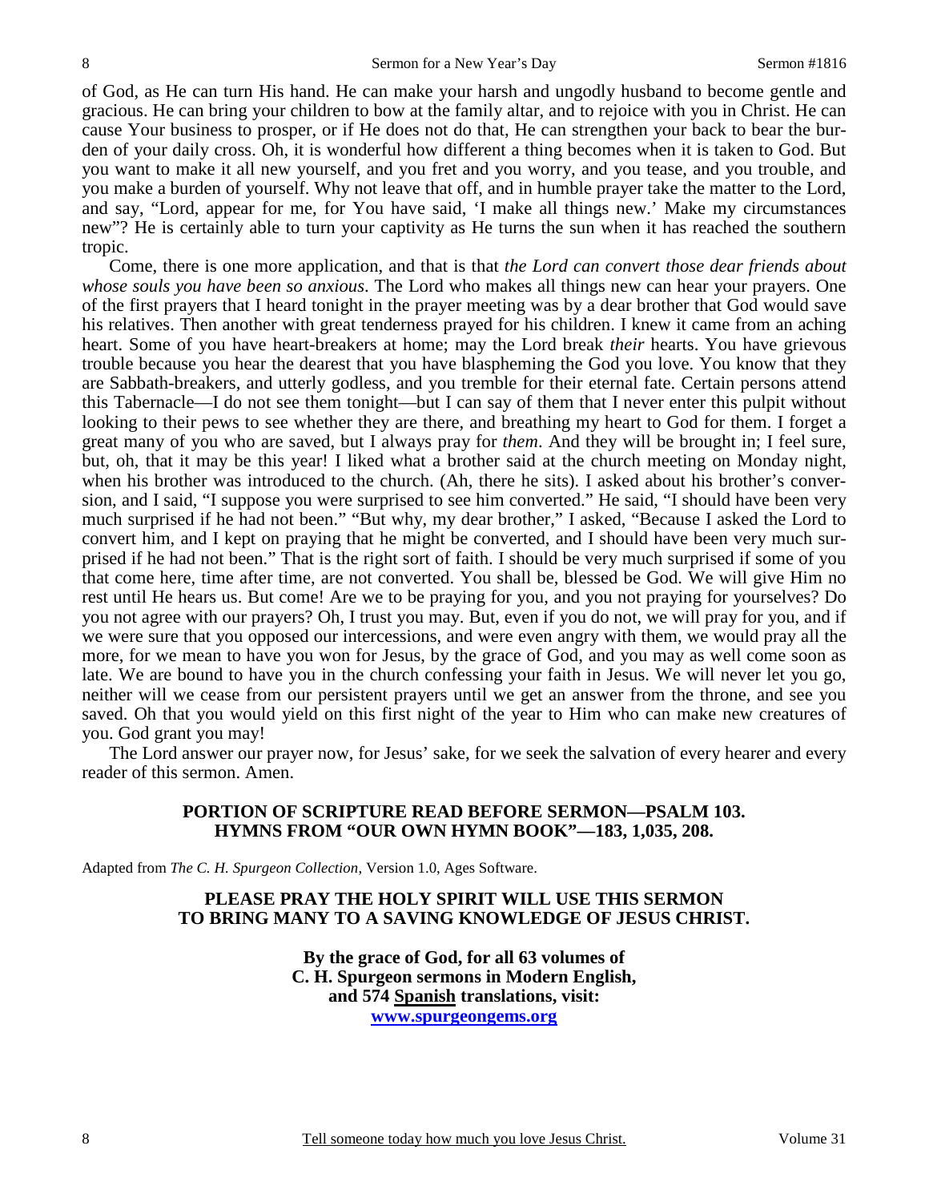of God, as He can turn His hand. He can make your harsh and ungodly husband to become gentle and gracious. He can bring your children to bow at the family altar, and to rejoice with you in Christ. He can cause Your business to prosper, or if He does not do that, He can strengthen your back to bear the burden of your daily cross. Oh, it is wonderful how different a thing becomes when it is taken to God. But you want to make it all new yourself, and you fret and you worry, and you tease, and you trouble, and you make a burden of yourself. Why not leave that off, and in humble prayer take the matter to the Lord, and say, "Lord, appear for me, for You have said, 'I make all things new.' Make my circumstances new"? He is certainly able to turn your captivity as He turns the sun when it has reached the southern tropic.

Come, there is one more application, and that is that *the Lord can convert those dear friends about whose souls you have been so anxious*. The Lord who makes all things new can hear your prayers. One of the first prayers that I heard tonight in the prayer meeting was by a dear brother that God would save his relatives. Then another with great tenderness prayed for his children. I knew it came from an aching heart. Some of you have heart-breakers at home; may the Lord break *their* hearts. You have grievous trouble because you hear the dearest that you have blaspheming the God you love. You know that they are Sabbath-breakers, and utterly godless, and you tremble for their eternal fate. Certain persons attend this Tabernacle—I do not see them tonight—but I can say of them that I never enter this pulpit without looking to their pews to see whether they are there, and breathing my heart to God for them. I forget a great many of you who are saved, but I always pray for *them*. And they will be brought in; I feel sure, but, oh, that it may be this year! I liked what a brother said at the church meeting on Monday night, when his brother was introduced to the church. (Ah, there he sits). I asked about his brother's conversion, and I said, "I suppose you were surprised to see him converted." He said, "I should have been very much surprised if he had not been." "But why, my dear brother," I asked, "Because I asked the Lord to convert him, and I kept on praying that he might be converted, and I should have been very much surprised if he had not been." That is the right sort of faith. I should be very much surprised if some of you that come here, time after time, are not converted. You shall be, blessed be God. We will give Him no rest until He hears us. But come! Are we to be praying for you, and you not praying for yourselves? Do you not agree with our prayers? Oh, I trust you may. But, even if you do not, we will pray for you, and if we were sure that you opposed our intercessions, and were even angry with them, we would pray all the more, for we mean to have you won for Jesus, by the grace of God, and you may as well come soon as late. We are bound to have you in the church confessing your faith in Jesus. We will never let you go, neither will we cease from our persistent prayers until we get an answer from the throne, and see you saved. Oh that you would yield on this first night of the year to Him who can make new creatures of you. God grant you may!

The Lord answer our prayer now, for Jesus' sake, for we seek the salvation of every hearer and every reader of this sermon. Amen.

**PORTION OF SCRIPTURE READ BEFORE SERMON—PSALM 103.**
**HYMNS FROM "OUR OWN HYMN BOOK"—183, 1,035, 208.**

Adapted from *The C. H. Spurgeon Collection*, Version 1.0, Ages Software.

**PLEASE PRAY THE HOLY SPIRIT WILL USE THIS SERMON TO BRING MANY TO A SAVING KNOWLEDGE OF JESUS CHRIST.**

**By the grace of God, for all 63 volumes of C. H. Spurgeon sermons in Modern English, and 574 Spanish translations, visit: www.spurgeongems.org**

Tell someone today how much you love Jesus Christ.